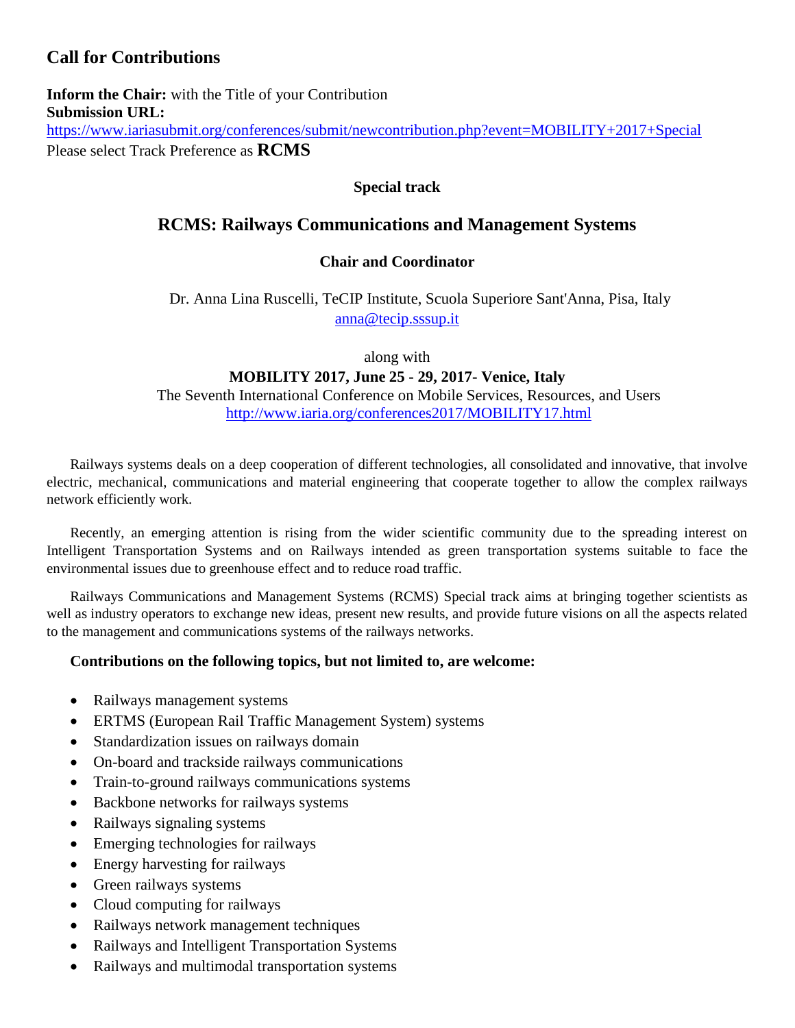## Call for Contributions

**Inform the Chair:** with the Title of your Contribution
**Submission URL:**
https://www.iariasubmit.org/conferences/submit/newcontribution.php?event=MOBILITY+2017+Special
Please select Track Preference as **RCMS**

**Special track**

# RCMS: Railways Communications and Management Systems

**Chair and Coordinator**

Dr. Anna Lina Ruscelli, TeCIP Institute, Scuola Superiore Sant'Anna, Pisa, Italy
anna@tecip.sssup.it

along with
**MOBILITY 2017, June 25 - 29, 2017- Venice, Italy**
The Seventh International Conference on Mobile Services, Resources, and Users
http://www.iaria.org/conferences2017/MOBILITY17.html

Railways systems deals on a deep cooperation of different technologies, all consolidated and innovative, that involve electric, mechanical, communications and material engineering that cooperate together to allow the complex railways network efficiently work.

Recently, an emerging attention is rising from the wider scientific community due to the spreading interest on Intelligent Transportation Systems and on Railways intended as green transportation systems suitable to face the environmental issues due to greenhouse effect and to reduce road traffic.

Railways Communications and Management Systems (RCMS) Special track aims at bringing together scientists as well as industry operators to exchange new ideas, present new results, and provide future visions on all the aspects related to the management and communications systems of the railways networks.

**Contributions on the following topics, but not limited to, are welcome:**

- Railways management systems
- ERTMS (European Rail Traffic Management System) systems
- Standardization issues on railways domain
- On-board and trackside railways communications
- Train-to-ground railways communications systems
- Backbone networks for railways systems
- Railways signaling systems
- Emerging technologies for railways
- Energy harvesting for railways
- Green railways systems
- Cloud computing for railways
- Railways network management techniques
- Railways and Intelligent Transportation Systems
- Railways and multimodal transportation systems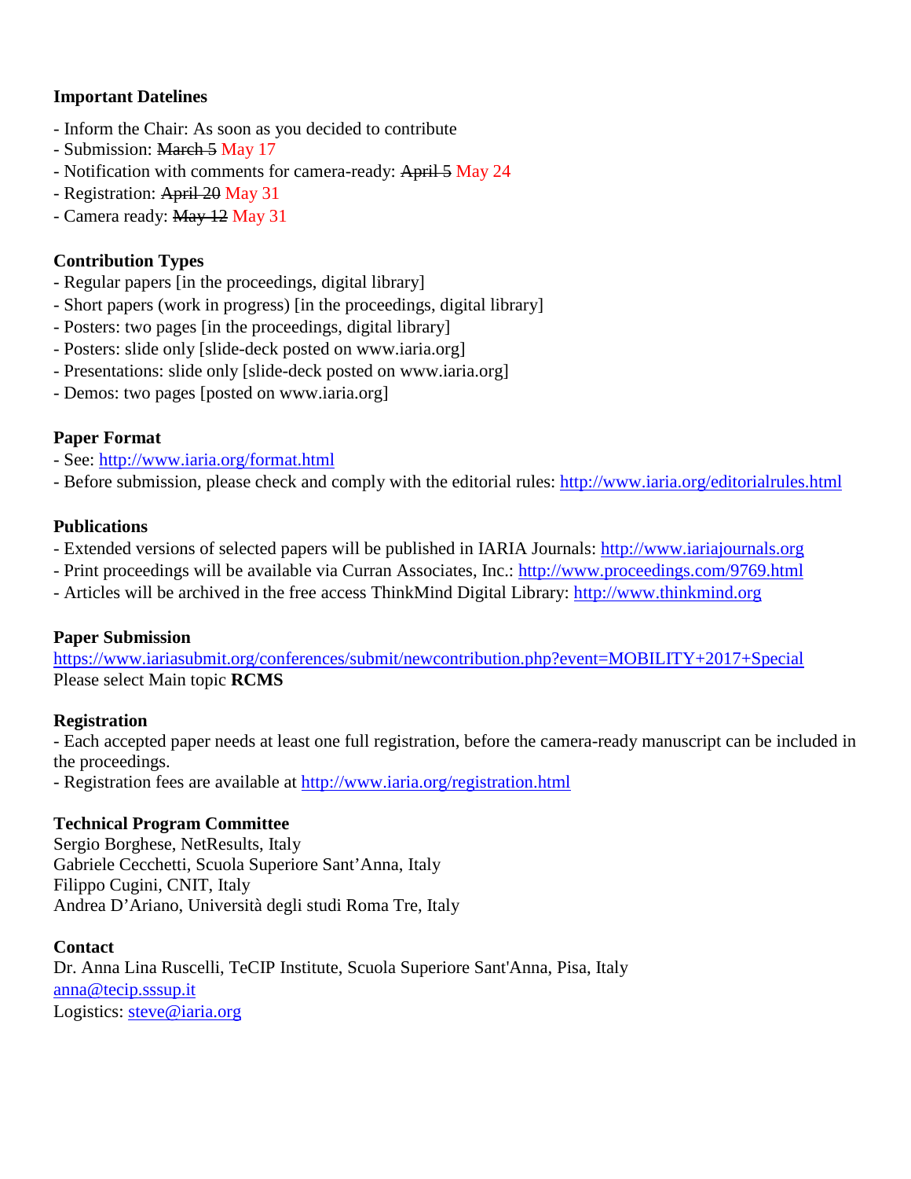**Important Datelines**

- Inform the Chair: As soon as you decided to contribute
- Submission: ~~March 5~~ May 17
- Notification with comments for camera-ready: ~~April 5~~ May 24
- Registration: ~~April 20~~ May 31
- Camera ready: ~~May 12~~ May 31

**Contribution Types**

- Regular papers [in the proceedings, digital library]
- Short papers (work in progress) [in the proceedings, digital library]
- Posters: two pages [in the proceedings, digital library]
- Posters: slide only [slide-deck posted on www.iaria.org]
- Presentations: slide only [slide-deck posted on www.iaria.org]
- Demos: two pages [posted on www.iaria.org]

**Paper Format**

- See: http://www.iaria.org/format.html
- Before submission, please check and comply with the editorial rules: http://www.iaria.org/editorialrules.html

**Publications**

- Extended versions of selected papers will be published in IARIA Journals: http://www.iariajournals.org
- Print proceedings will be available via Curran Associates, Inc.: http://www.proceedings.com/9769.html
- Articles will be archived in the free access ThinkMind Digital Library: http://www.thinkmind.org

**Paper Submission**

https://www.iariasubmit.org/conferences/submit/newcontribution.php?event=MOBILITY+2017+Special
Please select Main topic **RCMS**

**Registration**

- Each accepted paper needs at least one full registration, before the camera-ready manuscript can be included in the proceedings.
- Registration fees are available at http://www.iaria.org/registration.html

**Technical Program Committee**

Sergio Borghese, NetResults, Italy
Gabriele Cecchetti, Scuola Superiore Sant'Anna, Italy
Filippo Cugini, CNIT, Italy
Andrea D'Ariano, Università degli studi Roma Tre, Italy

**Contact**

Dr. Anna Lina Ruscelli, TeCIP Institute, Scuola Superiore Sant'Anna, Pisa, Italy
anna@tecip.sssup.it
Logistics: steve@iaria.org